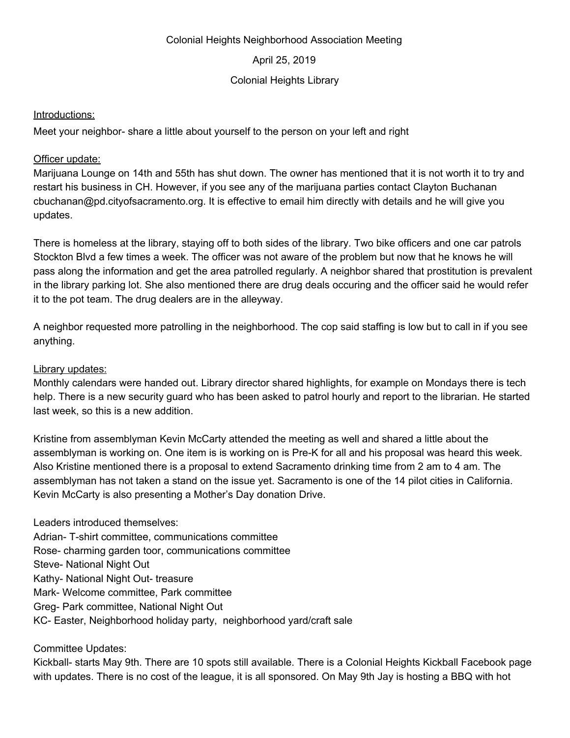Colonial Heights Neighborhood Association Meeting

April 25, 2019

Colonial Heights Library

Introductions:

Meet your neighbor- share a little about yourself to the person on your left and right

Officer update:

Marijuana Lounge on 14th and 55th has shut down. The owner has mentioned that it is not worth it to try and restart his business in CH. However, if you see any of the marijuana parties contact Clayton Buchanan cbuchanan@pd.cityofsacramento.org. It is effective to email him directly with details and he will give you updates.

There is homeless at the library, staying off to both sides of the library. Two bike officers and one car patrols Stockton Blvd a few times a week. The officer was not aware of the problem but now that he knows he will pass along the information and get the area patrolled regularly. A neighbor shared that prostitution is prevalent in the library parking lot. She also mentioned there are drug deals occuring and the officer said he would refer it to the pot team. The drug dealers are in the alleyway.

A neighbor requested more patrolling in the neighborhood. The cop said staffing is low but to call in if you see anything.

Library updates:

Monthly calendars were handed out. Library director shared highlights, for example on Mondays there is tech help. There is a new security guard who has been asked to patrol hourly and report to the librarian. He started last week, so this is a new addition.

Kristine from assemblyman Kevin McCarty attended the meeting as well and shared a little about the assemblyman is working on. One item is is working on is Pre-K for all and his proposal was heard this week. Also Kristine mentioned there is a proposal to extend Sacramento drinking time from 2 am to 4 am. The assemblyman has not taken a stand on the issue yet. Sacramento is one of the 14 pilot cities in California. Kevin McCarty is also presenting a Mother's Day donation Drive.

Leaders introduced themselves:

Adrian- T-shirt committee, communications committee
Rose- charming garden toor, communications committee
Steve- National Night Out
Kathy- National Night Out- treasure
Mark- Welcome committee, Park committee
Greg- Park committee, National Night Out
KC- Easter, Neighborhood holiday party, neighborhood yard/craft sale

Committee Updates:

Kickball- starts May 9th. There are 10 spots still available. There is a Colonial Heights Kickball Facebook page with updates. There is no cost of the league, it is all sponsored. On May 9th Jay is hosting a BBQ with hot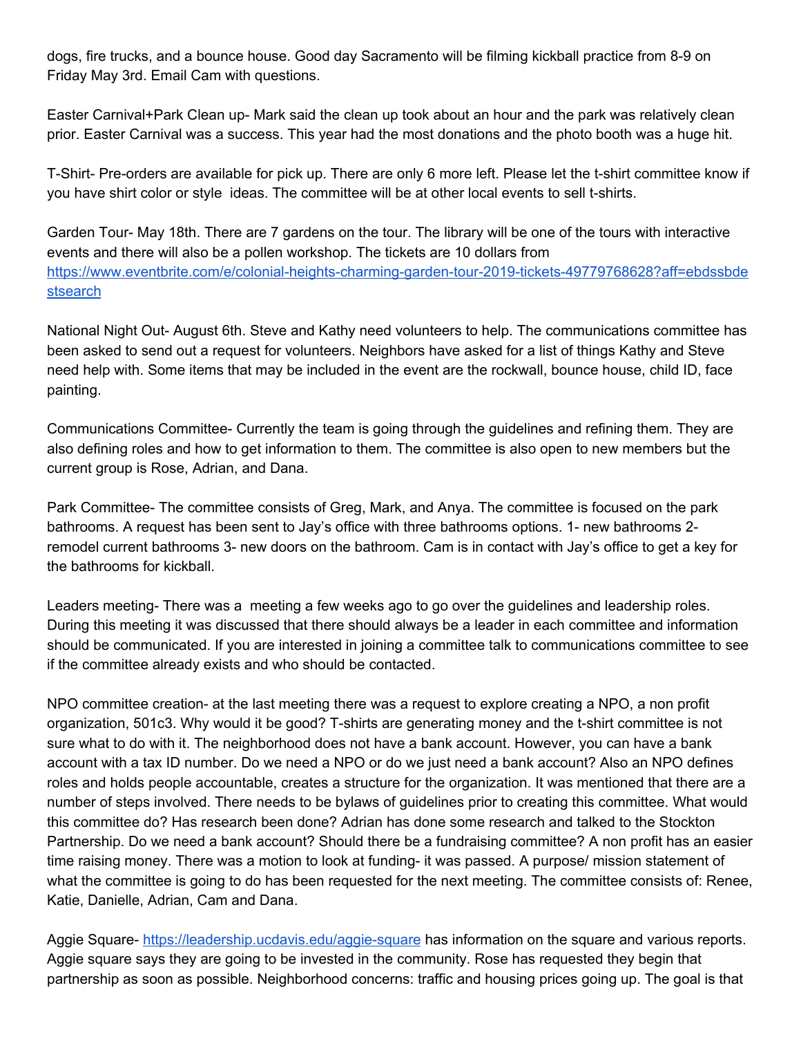dogs, fire trucks, and a bounce house. Good day Sacramento will be filming kickball practice from 8-9 on Friday May 3rd. Email Cam with questions.

Easter Carnival+Park Clean up- Mark said the clean up took about an hour and the park was relatively clean prior. Easter Carnival was a success. This year had the most donations and the photo booth was a huge hit.

T-Shirt- Pre-orders are available for pick up. There are only 6 more left. Please let the t-shirt committee know if you have shirt color or style ideas. The committee will be at other local events to sell t-shirts.

Garden Tour- May 18th. There are 7 gardens on the tour. The library will be one of the tours with interactive events and there will also be a pollen workshop. The tickets are 10 dollars from [https://www.eventbrite.com/e/colonial-heights-charming-garden-tour-2019-tickets-49779768628?aff=ebdssbdestsearch](https://www.eventbrite.com/e/colonial-heights-charming-garden-tour-2019-tickets-49779768628?aff=ebdssbdestsearch)

National Night Out- August 6th. Steve and Kathy need volunteers to help. The communications committee has been asked to send out a request for volunteers. Neighbors have asked for a list of things Kathy and Steve need help with. Some items that may be included in the event are the rockwall, bounce house, child ID, face painting.

Communications Committee- Currently the team is going through the guidelines and refining them. They are also defining roles and how to get information to them. The committee is also open to new members but the current group is Rose, Adrian, and Dana.

Park Committee- The committee consists of Greg, Mark, and Anya. The committee is focused on the park bathrooms. A request has been sent to Jay's office with three bathrooms options. 1- new bathrooms 2- remodel current bathrooms 3- new doors on the bathroom. Cam is in contact with Jay's office to get a key for the bathrooms for kickball.

Leaders meeting- There was a meeting a few weeks ago to go over the guidelines and leadership roles. During this meeting it was discussed that there should always be a leader in each committee and information should be communicated. If you are interested in joining a committee talk to communications committee to see if the committee already exists and who should be contacted.

NPO committee creation- at the last meeting there was a request to explore creating a NPO, a non profit organization, 501c3. Why would it be good? T-shirts are generating money and the t-shirt committee is not sure what to do with it. The neighborhood does not have a bank account. However, you can have a bank account with a tax ID number. Do we need a NPO or do we just need a bank account? Also an NPO defines roles and holds people accountable, creates a structure for the organization. It was mentioned that there are a number of steps involved. There needs to be bylaws of guidelines prior to creating this committee. What would this committee do? Has research been done? Adrian has done some research and talked to the Stockton Partnership. Do we need a bank account? Should there be a fundraising committee? A non profit has an easier time raising money. There was a motion to look at funding- it was passed. A purpose/ mission statement of what the committee is going to do has been requested for the next meeting. The committee consists of: Renee, Katie, Danielle, Adrian, Cam and Dana.

Aggie Square- [https://leadership.ucdavis.edu/aggie-square](https://leadership.ucdavis.edu/aggie-square) has information on the square and various reports. Aggie square says they are going to be invested in the community. Rose has requested they begin that partnership as soon as possible. Neighborhood concerns: traffic and housing prices going up. The goal is that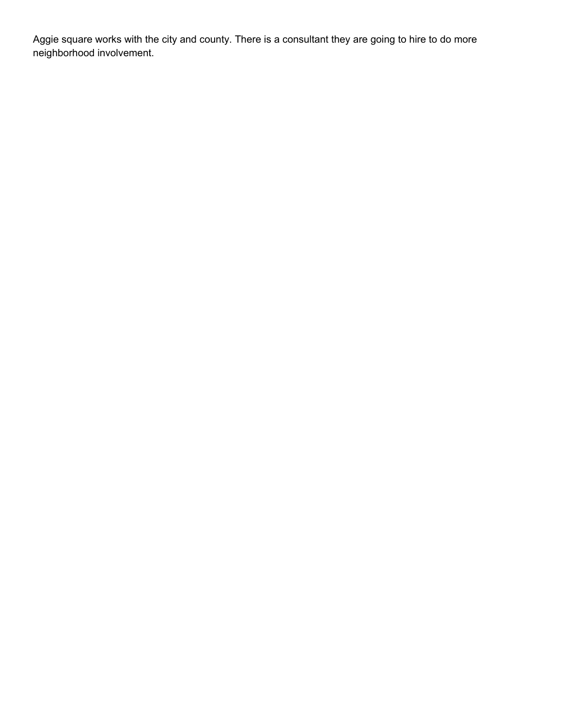Aggie square works with the city and county. There is a consultant they are going to hire to do more neighborhood involvement.